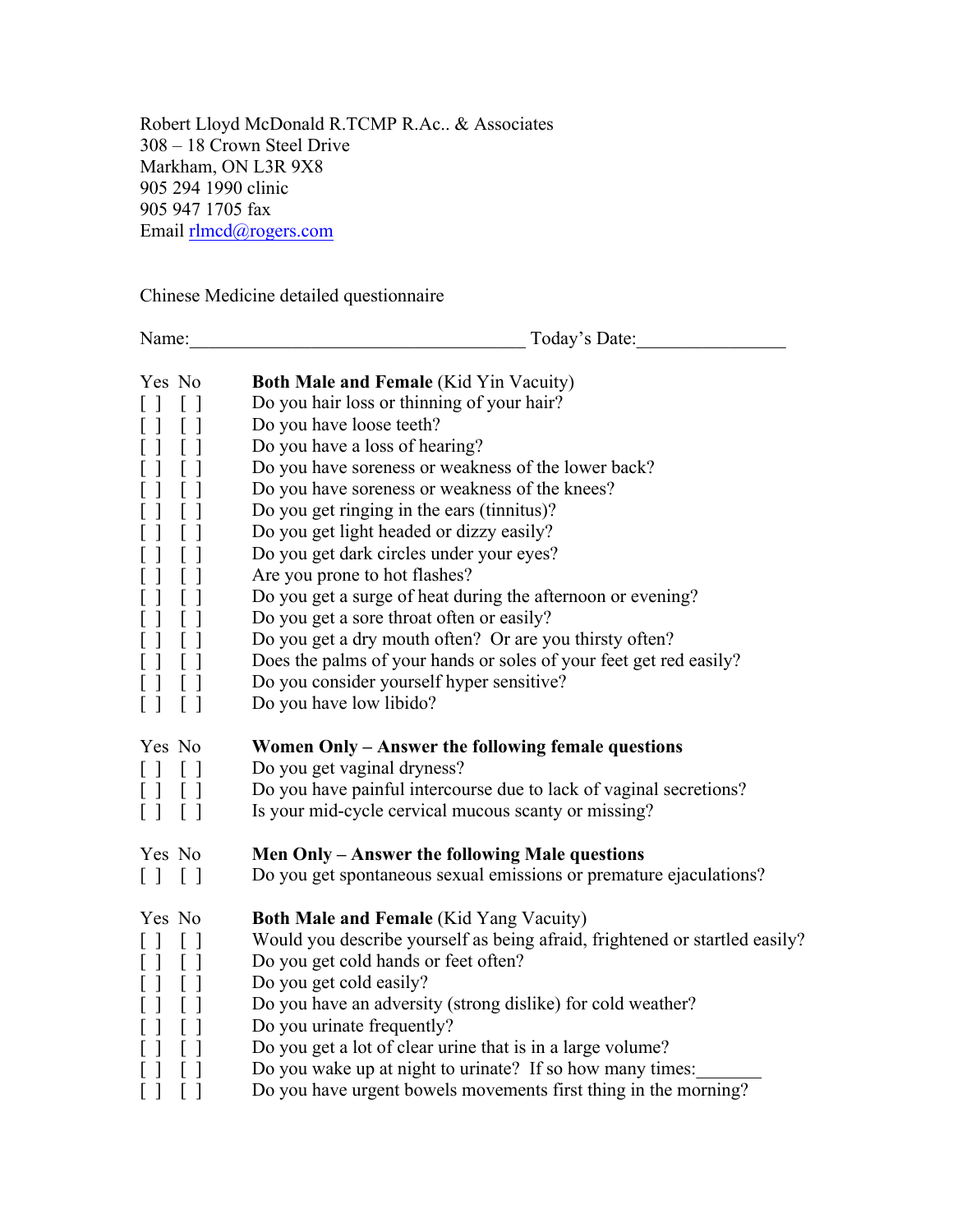Robert Lloyd McDonald R.TCMP R.Ac.. & Associates
308 – 18 Crown Steel Drive
Markham, ON L3R 9X8
905 294 1990 clinic
905 947 1705 fax
Email rlmcd@rogers.com

Chinese Medicine detailed questionnaire

Name:___________________________________ Today's Date:_______________

| Yes | No | **Both Male and Female** (Kid Yin Vacuity) |
|---|---|---|
| [ ] | [ ] | Do you hair loss or thinning of your hair? |
| [ ] | [ ] | Do you have loose teeth? |
| [ ] | [ ] | Do you have a loss of hearing? |
| [ ] | [ ] | Do you have soreness or weakness of the lower back? |
| [ ] | [ ] | Do you have soreness or weakness of the knees? |
| [ ] | [ ] | Do you get ringing in the ears (tinnitus)? |
| [ ] | [ ] | Do you get light headed or dizzy easily? |
| [ ] | [ ] | Do you get dark circles under your eyes? |
| [ ] | [ ] | Are you prone to hot flashes? |
| [ ] | [ ] | Do you get a surge of heat during the afternoon or evening? |
| [ ] | [ ] | Do you get a sore throat often or easily? |
| [ ] | [ ] | Do you get a dry mouth often? Or are you thirsty often? |
| [ ] | [ ] | Does the palms of your hands or soles of your feet get red easily? |
| [ ] | [ ] | Do you consider yourself hyper sensitive? |
| [ ] | [ ] | Do you have low libido? |

| Yes | No | **Women Only – Answer the following female questions** |
|---|---|---|
| [ ] | [ ] | Do you get vaginal dryness? |
| [ ] | [ ] | Do you have painful intercourse due to lack of vaginal secretions? |
| [ ] | [ ] | Is your mid-cycle cervical mucous scanty or missing? |

| Yes | No | **Men Only – Answer the following Male questions** |
|---|---|---|
| [ ] | [ ] | Do you get spontaneous sexual emissions or premature ejaculations? |

| Yes | No | **Both Male and Female** (Kid Yang Vacuity) |
|---|---|---|
| [ ] | [ ] | Would you describe yourself as being afraid, frightened or startled easily? |
| [ ] | [ ] | Do you get cold hands or feet often? |
| [ ] | [ ] | Do you get cold easily? |
| [ ] | [ ] | Do you have an adversity (strong dislike) for cold weather? |
| [ ] | [ ] | Do you urinate frequently? |
| [ ] | [ ] | Do you get a lot of clear urine that is in a large volume? |
| [ ] | [ ] | Do you wake up at night to urinate? If so how many times:_______ |
| [ ] | [ ] | Do you have urgent bowels movements first thing in the morning? |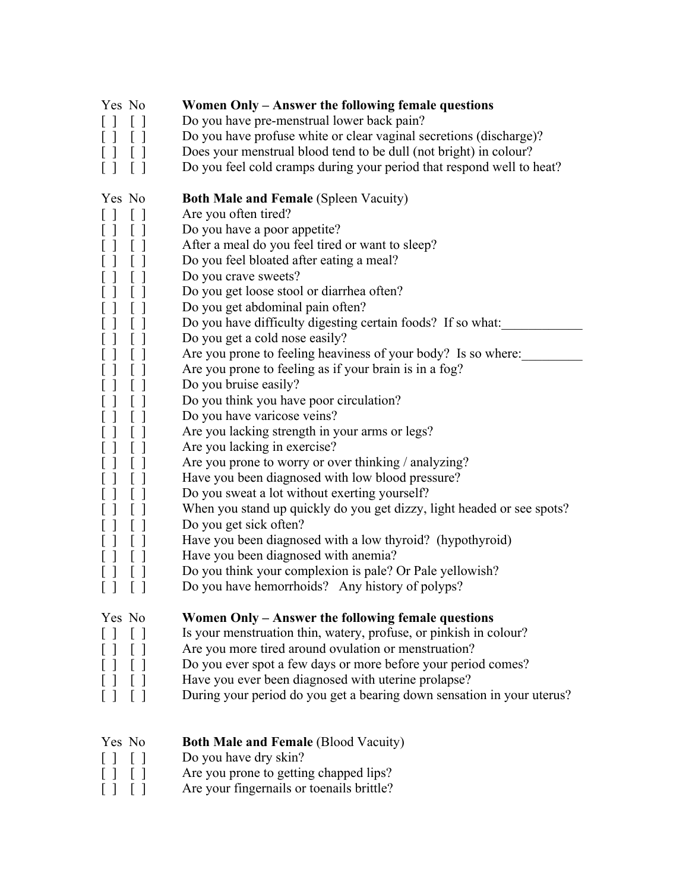| Yes | No | **Women Only – Answer the following female questions** |
|---|---|---|
| [ ] | [ ] | Do you have pre-menstrual lower back pain? |
| [ ] | [ ] | Do you have profuse white or clear vaginal secretions (discharge)? |
| [ ] | [ ] | Does your menstrual blood tend to be dull (not bright) in colour? |
| [ ] | [ ] | Do you feel cold cramps during your period that respond well to heat? |

| Yes | No | **Both Male and Female** (Spleen Vacuity) |
|---|---|---|
| [ ] | [ ] | Are you often tired? |
| [ ] | [ ] | Do you have a poor appetite? |
| [ ] | [ ] | After a meal do you feel tired or want to sleep? |
| [ ] | [ ] | Do you feel bloated after eating a meal? |
| [ ] | [ ] | Do you crave sweets? |
| [ ] | [ ] | Do you get loose stool or diarrhea often? |
| [ ] | [ ] | Do you get abdominal pain often? |
| [ ] | [ ] | Do you have difficulty digesting certain foods? If so what:____________ |
| [ ] | [ ] | Do you get a cold nose easily? |
| [ ] | [ ] | Are you prone to feeling heaviness of your body? Is so where:_________ |
| [ ] | [ ] | Are you prone to feeling as if your brain is in a fog? |
| [ ] | [ ] | Do you bruise easily? |
| [ ] | [ ] | Do you think you have poor circulation? |
| [ ] | [ ] | Do you have varicose veins? |
| [ ] | [ ] | Are you lacking strength in your arms or legs? |
| [ ] | [ ] | Are you lacking in exercise? |
| [ ] | [ ] | Are you prone to worry or over thinking / analyzing? |
| [ ] | [ ] | Have you been diagnosed with low blood pressure? |
| [ ] | [ ] | Do you sweat a lot without exerting yourself? |
| [ ] | [ ] | When you stand up quickly do you get dizzy, light headed or see spots? |
| [ ] | [ ] | Do you get sick often? |
| [ ] | [ ] | Have you been diagnosed with a low thyroid? (hypothyroid) |
| [ ] | [ ] | Have you been diagnosed with anemia? |
| [ ] | [ ] | Do you think your complexion is pale? Or Pale yellowish? |
| [ ] | [ ] | Do you have hemorrhoids? Any history of polyps? |

| Yes | No | **Women Only – Answer the following female questions** |
|---|---|---|
| [ ] | [ ] | Is your menstruation thin, watery, profuse, or pinkish in colour? |
| [ ] | [ ] | Are you more tired around ovulation or menstruation? |
| [ ] | [ ] | Do you ever spot a few days or more before your period comes? |
| [ ] | [ ] | Have you ever been diagnosed with uterine prolapse? |
| [ ] | [ ] | During your period do you get a bearing down sensation in your uterus? |

| Yes | No | **Both Male and Female** (Blood Vacuity) |
|---|---|---|
| [ ] | [ ] | Do you have dry skin? |
| [ ] | [ ] | Are you prone to getting chapped lips? |
| [ ] | [ ] | Are your fingernails or toenails brittle? |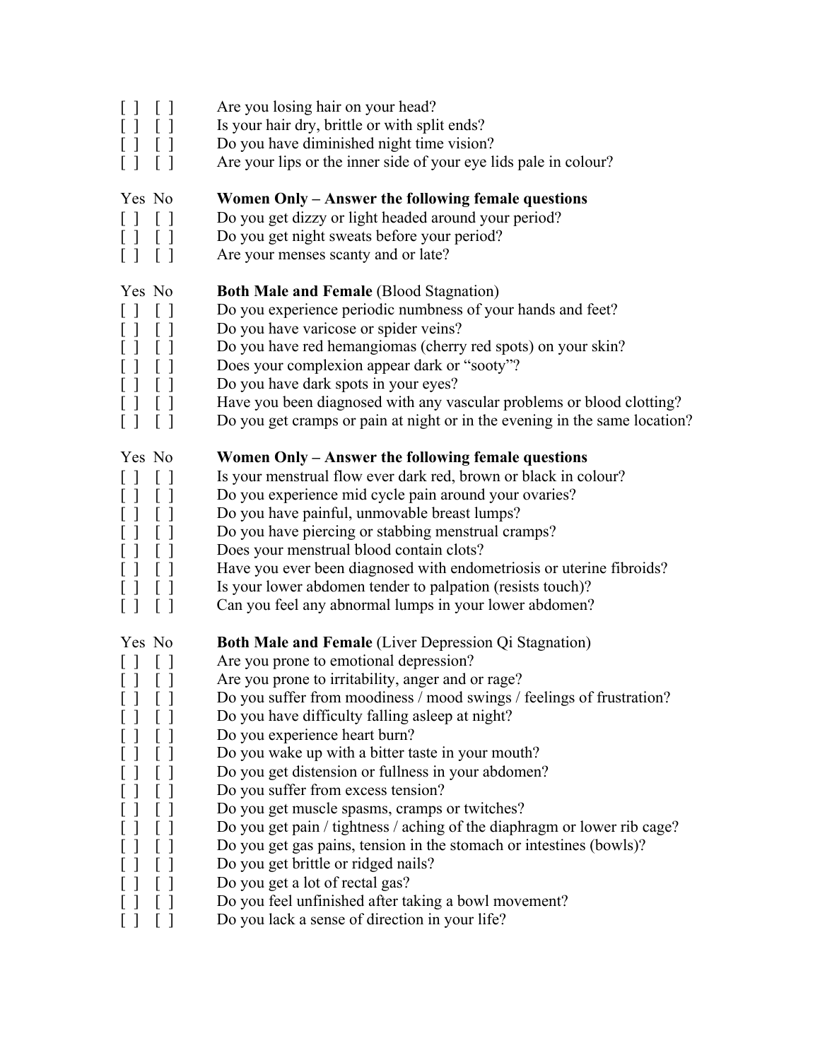[ ] [ ] Are you losing hair on your head?
[ ] [ ] Is your hair dry, brittle or with split ends?
[ ] [ ] Do you have diminished night time vision?
[ ] [ ] Are your lips or the inner side of your eye lids pale in colour?

Yes No **Women Only – Answer the following female questions**
[ ] [ ] Do you get dizzy or light headed around your period?
[ ] [ ] Do you get night sweats before your period?
[ ] [ ] Are your menses scanty and or late?

Yes No **Both Male and Female** (Blood Stagnation)
[ ] [ ] Do you experience periodic numbness of your hands and feet?
[ ] [ ] Do you have varicose or spider veins?
[ ] [ ] Do you have red hemangiomas (cherry red spots) on your skin?
[ ] [ ] Does your complexion appear dark or "sooty"?
[ ] [ ] Do you have dark spots in your eyes?
[ ] [ ] Have you been diagnosed with any vascular problems or blood clotting?
[ ] [ ] Do you get cramps or pain at night or in the evening in the same location?

Yes No **Women Only – Answer the following female questions**
[ ] [ ] Is your menstrual flow ever dark red, brown or black in colour?
[ ] [ ] Do you experience mid cycle pain around your ovaries?
[ ] [ ] Do you have painful, unmovable breast lumps?
[ ] [ ] Do you have piercing or stabbing menstrual cramps?
[ ] [ ] Does your menstrual blood contain clots?
[ ] [ ] Have you ever been diagnosed with endometriosis or uterine fibroids?
[ ] [ ] Is your lower abdomen tender to palpation (resists touch)?
[ ] [ ] Can you feel any abnormal lumps in your lower abdomen?

Yes No **Both Male and Female** (Liver Depression Qi Stagnation)
[ ] [ ] Are you prone to emotional depression?
[ ] [ ] Are you prone to irritability, anger and or rage?
[ ] [ ] Do you suffer from moodiness / mood swings / feelings of frustration?
[ ] [ ] Do you have difficulty falling asleep at night?
[ ] [ ] Do you experience heart burn?
[ ] [ ] Do you wake up with a bitter taste in your mouth?
[ ] [ ] Do you get distension or fullness in your abdomen?
[ ] [ ] Do you suffer from excess tension?
[ ] [ ] Do you get muscle spasms, cramps or twitches?
[ ] [ ] Do you get pain / tightness / aching of the diaphragm or lower rib cage?
[ ] [ ] Do you get gas pains, tension in the stomach or intestines (bowls)?
[ ] [ ] Do you get brittle or ridged nails?
[ ] [ ] Do you get a lot of rectal gas?
[ ] [ ] Do you feel unfinished after taking a bowl movement?
[ ] [ ] Do you lack a sense of direction in your life?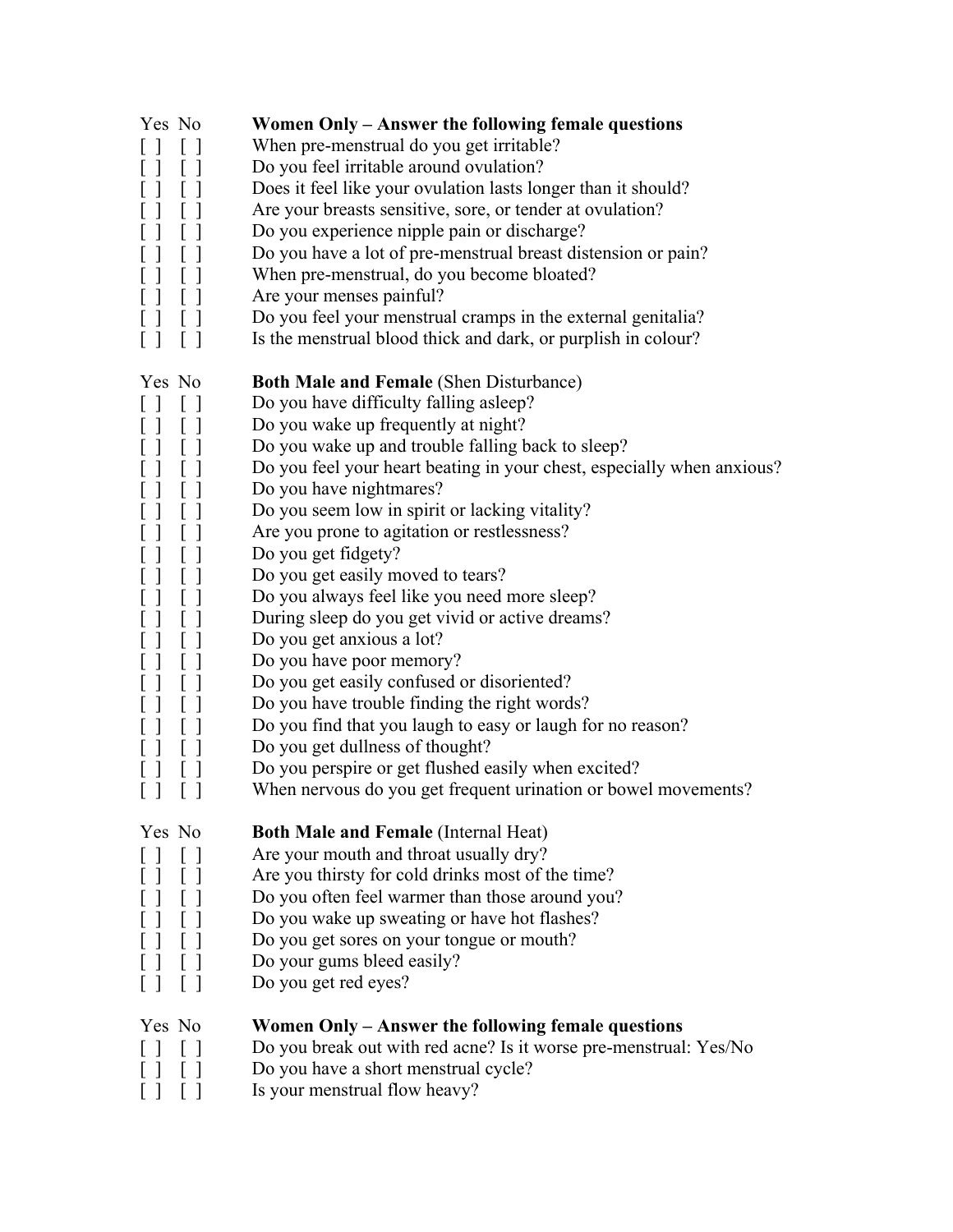Yes No **Women Only – Answer the following female questions**

[ ] [ ] When pre-menstrual do you get irritable?
[ ] [ ] Do you feel irritable around ovulation?
[ ] [ ] Does it feel like your ovulation lasts longer than it should?
[ ] [ ] Are your breasts sensitive, sore, or tender at ovulation?
[ ] [ ] Do you experience nipple pain or discharge?
[ ] [ ] Do you have a lot of pre-menstrual breast distension or pain?
[ ] [ ] When pre-menstrual, do you become bloated?
[ ] [ ] Are your menses painful?
[ ] [ ] Do you feel your menstrual cramps in the external genitalia?
[ ] [ ] Is the menstrual blood thick and dark, or purplish in colour?

Yes No **Both Male and Female** (Shen Disturbance)

[ ] [ ] Do you have difficulty falling asleep?
[ ] [ ] Do you wake up frequently at night?
[ ] [ ] Do you wake up and trouble falling back to sleep?
[ ] [ ] Do you feel your heart beating in your chest, especially when anxious?
[ ] [ ] Do you have nightmares?
[ ] [ ] Do you seem low in spirit or lacking vitality?
[ ] [ ] Are you prone to agitation or restlessness?
[ ] [ ] Do you get fidgety?
[ ] [ ] Do you get easily moved to tears?
[ ] [ ] Do you always feel like you need more sleep?
[ ] [ ] During sleep do you get vivid or active dreams?
[ ] [ ] Do you get anxious a lot?
[ ] [ ] Do you have poor memory?
[ ] [ ] Do you get easily confused or disoriented?
[ ] [ ] Do you have trouble finding the right words?
[ ] [ ] Do you find that you laugh to easy or laugh for no reason?
[ ] [ ] Do you get dullness of thought?
[ ] [ ] Do you perspire or get flushed easily when excited?
[ ] [ ] When nervous do you get frequent urination or bowel movements?

Yes No **Both Male and Female** (Internal Heat)

[ ] [ ] Are your mouth and throat usually dry?
[ ] [ ] Are you thirsty for cold drinks most of the time?
[ ] [ ] Do you often feel warmer than those around you?
[ ] [ ] Do you wake up sweating or have hot flashes?
[ ] [ ] Do you get sores on your tongue or mouth?
[ ] [ ] Do your gums bleed easily?
[ ] [ ] Do you get red eyes?

Yes No **Women Only – Answer the following female questions**

[ ] [ ] Do you break out with red acne? Is it worse pre-menstrual: Yes/No
[ ] [ ] Do you have a short menstrual cycle?
[ ] [ ] Is your menstrual flow heavy?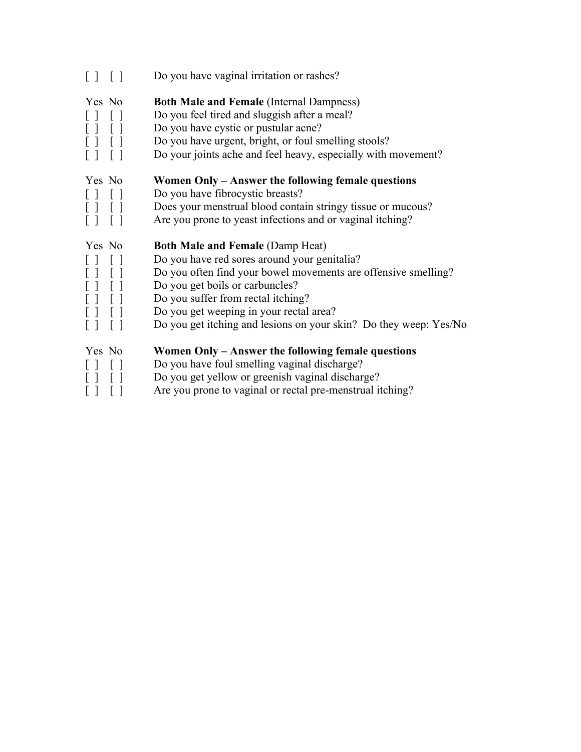[ ] [ ] Do you have vaginal irritation or rashes?

Yes No **Both Male and Female** (Internal Dampness)
[ ] [ ] Do you feel tired and sluggish after a meal?
[ ] [ ] Do you have cystic or pustular acne?
[ ] [ ] Do you have urgent, bright, or foul smelling stools?
[ ] [ ] Do your joints ache and feel heavy, especially with movement?

Yes No **Women Only – Answer the following female questions**
[ ] [ ] Do you have fibrocystic breasts?
[ ] [ ] Does your menstrual blood contain stringy tissue or mucous?
[ ] [ ] Are you prone to yeast infections and or vaginal itching?

Yes No **Both Male and Female** (Damp Heat)
[ ] [ ] Do you have red sores around your genitalia?
[ ] [ ] Do you often find your bowel movements are offensive smelling?
[ ] [ ] Do you get boils or carbuncles?
[ ] [ ] Do you suffer from rectal itching?
[ ] [ ] Do you get weeping in your rectal area?
[ ] [ ] Do you get itching and lesions on your skin? Do they weep: Yes/No

Yes No **Women Only – Answer the following female questions**
[ ] [ ] Do you have foul smelling vaginal discharge?
[ ] [ ] Do you get yellow or greenish vaginal discharge?
[ ] [ ] Are you prone to vaginal or rectal pre-menstrual itching?